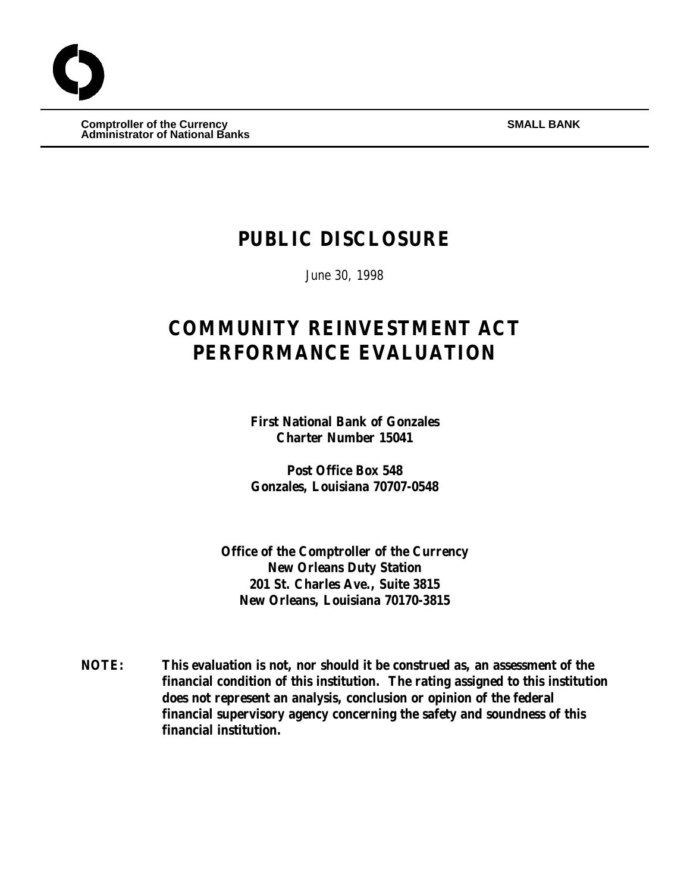**Comptroller of the Currency**
**Administrator of National Banks**

**SMALL BANK**

# PUBLIC DISCLOSURE

*June 30, 1998*

# COMMUNITY REINVESTMENT ACT PERFORMANCE EVALUATION

**First National Bank of Gonzales**
**Charter Number 15041**

**Post Office Box 548**
**Gonzales, Louisiana 70707-0548**

**Office of the Comptroller of the Currency**
**New Orleans Duty Station**
**201 St. Charles Ave., Suite 3815**
**New Orleans, Louisiana 70170-3815**

**NOTE: This evaluation is not, nor should it be construed as, an assessment of the financial condition of this institution. The rating assigned to this institution does not represent an analysis, conclusion or opinion of the federal financial supervisory agency concerning the safety and soundness of this financial institution.**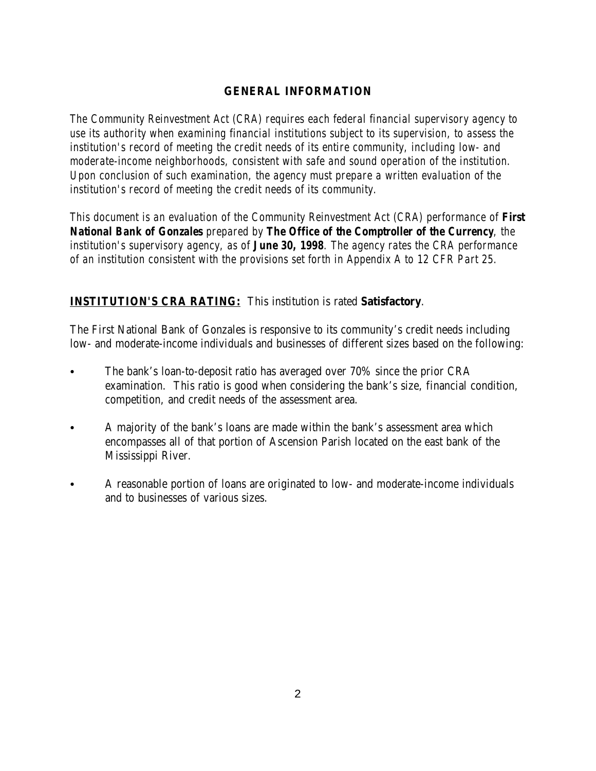## GENERAL INFORMATION

*The Community Reinvestment Act (CRA) requires each federal financial supervisory agency to use its authority when examining financial institutions subject to its supervision, to assess the institution's record of meeting the credit needs of its entire community, including low- and moderate-income neighborhoods, consistent with safe and sound operation of the institution. Upon conclusion of such examination, the agency must prepare a written evaluation of the institution's record of meeting the credit needs of its community.*

*This document is an evaluation of the Community Reinvestment Act (CRA) performance of* **First National Bank of Gonzales** *prepared by* **The Office of the Comptroller of the Currency**, *the institution's supervisory agency, as of* **June 30, 1998**. *The agency rates the CRA performance of an institution consistent with the provisions set forth in Appendix A to 12 CFR Part 25.*

**INSTITUTION'S CRA RATING:** This institution is rated **Satisfactory**.

The First National Bank of Gonzales is responsive to its community's credit needs including low- and moderate-income individuals and businesses of different sizes based on the following:

- The bank's loan-to-deposit ratio has averaged over 70% since the prior CRA examination. This ratio is good when considering the bank's size, financial condition, competition, and credit needs of the assessment area.
- A majority of the bank's loans are made within the bank's assessment area which encompasses all of that portion of Ascension Parish located on the east bank of the Mississippi River.
- A reasonable portion of loans are originated to low- and moderate-income individuals and to businesses of various sizes.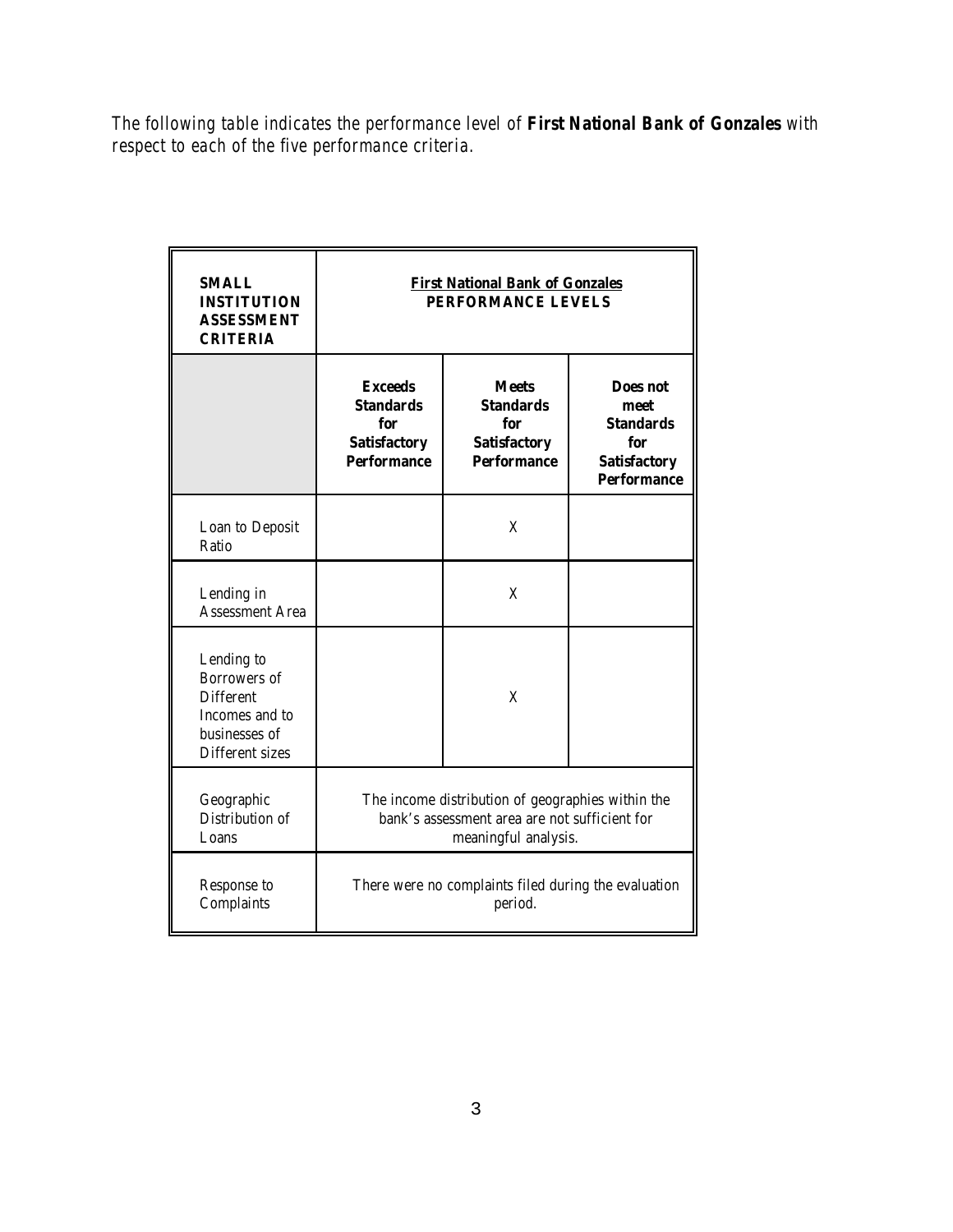*The following table indicates the performance level of* ***First National Bank of Gonzales*** *with respect to each of the five performance criteria.*

| **SMALL INSTITUTION ASSESSMENT CRITERIA** | **First National Bank of Gonzales PERFORMANCE LEVELS** | | |
|---|---|---|---|
| | **Exceeds Standards for Satisfactory Performance** | **Meets Standards for Satisfactory Performance** | **Does not meet Standards for Satisfactory Performance** |
| Loan to Deposit Ratio | | X | |
| Lending in Assessment Area | | X | |
| Lending to Borrowers of Different Incomes and to businesses of Different sizes | | X | |
| Geographic Distribution of Loans | The income distribution of geographies within the bank's assessment area are not sufficient for meaningful analysis. | | |
| Response to Complaints | There were no complaints filed during the evaluation period. | | |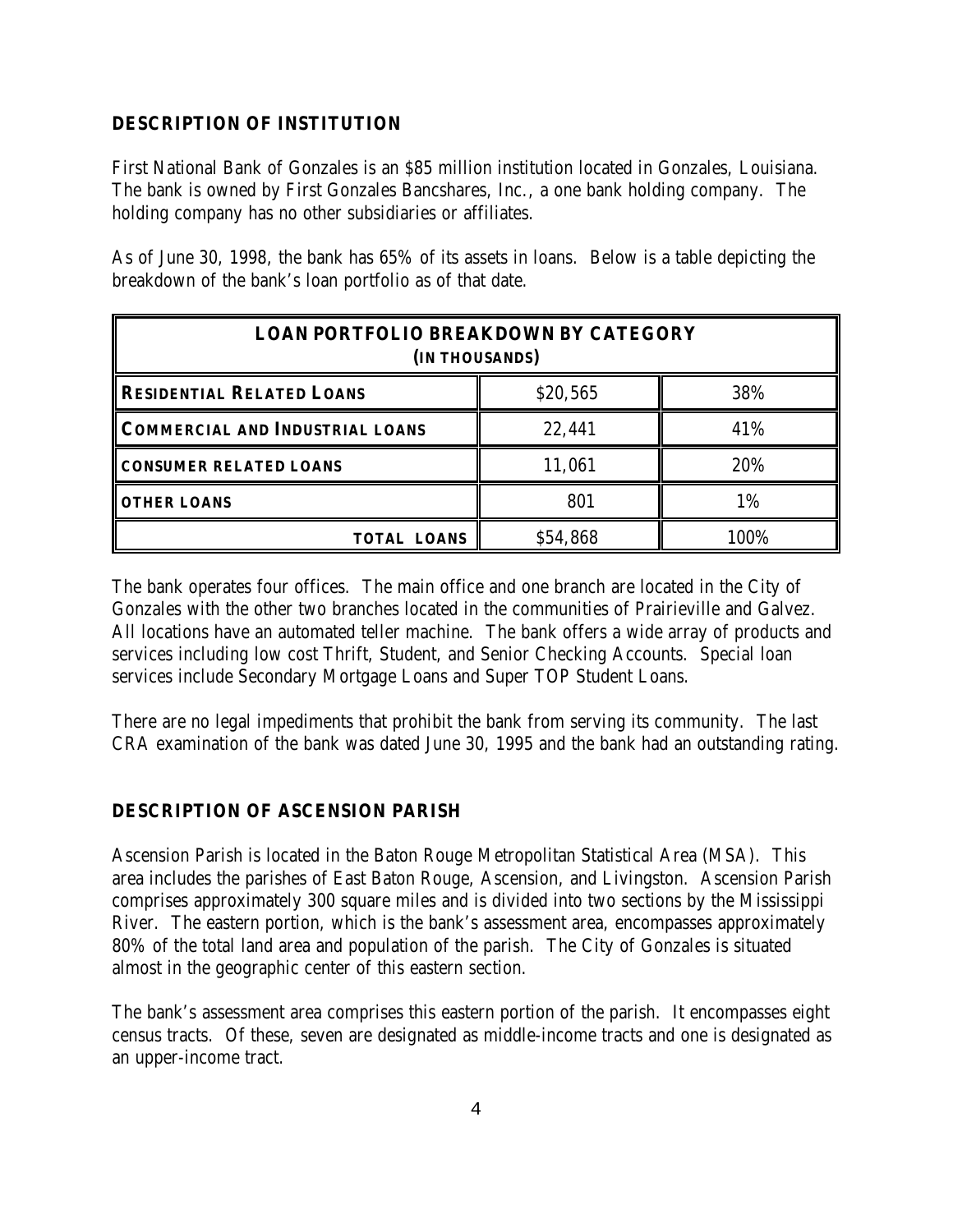## DESCRIPTION OF INSTITUTION

First National Bank of Gonzales is an $85 million institution located in Gonzales, Louisiana. The bank is owned by First Gonzales Bancshares, Inc., a one bank holding company. The holding company has no other subsidiaries or affiliates.

As of June 30, 1998, the bank has 65% of its assets in loans. Below is a table depicting the breakdown of the bank's loan portfolio as of that date.

| LOAN PORTFOLIO BREAKDOWN BY CATEGORY (IN THOUSANDS) | | |
|---|---|---|
| RESIDENTIAL RELATED LOANS | $20,565 | 38% |
| COMMERCIAL AND INDUSTRIAL LOANS | 22,441 | 41% |
| CONSUMER RELATED LOANS | 11,061 | 20% |
| OTHER LOANS | 801 | 1% |
| TOTAL LOANS | $54,868 | 100% |

The bank operates four offices. The main office and one branch are located in the City of Gonzales with the other two branches located in the communities of Prairieville and Galvez. All locations have an automated teller machine. The bank offers a wide array of products and services including low cost Thrift, Student, and Senior Checking Accounts. Special loan services include Secondary Mortgage Loans and Super TOP Student Loans.

There are no legal impediments that prohibit the bank from serving its community. The last CRA examination of the bank was dated June 30, 1995 and the bank had an outstanding rating.

## DESCRIPTION OF ASCENSION PARISH

Ascension Parish is located in the Baton Rouge Metropolitan Statistical Area (MSA). This area includes the parishes of East Baton Rouge, Ascension, and Livingston. Ascension Parish comprises approximately 300 square miles and is divided into two sections by the Mississippi River. The eastern portion, which is the bank's assessment area, encompasses approximately 80% of the total land area and population of the parish. The City of Gonzales is situated almost in the geographic center of this eastern section.

The bank's assessment area comprises this eastern portion of the parish. It encompasses eight census tracts. Of these, seven are designated as middle-income tracts and one is designated as an upper-income tract.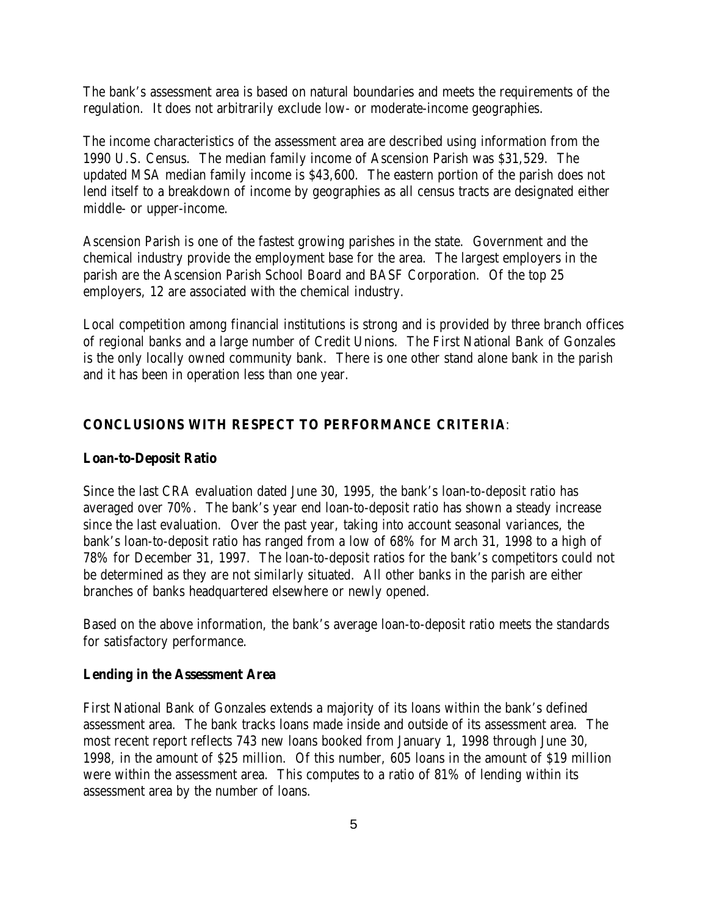The bank's assessment area is based on natural boundaries and meets the requirements of the regulation. It does not arbitrarily exclude low- or moderate-income geographies.

The income characteristics of the assessment area are described using information from the 1990 U.S. Census. The median family income of Ascension Parish was $31,529. The updated MSA median family income is $43,600. The eastern portion of the parish does not lend itself to a breakdown of income by geographies as all census tracts are designated either middle- or upper-income.

Ascension Parish is one of the fastest growing parishes in the state. Government and the chemical industry provide the employment base for the area. The largest employers in the parish are the Ascension Parish School Board and BASF Corporation. Of the top 25 employers, 12 are associated with the chemical industry.

Local competition among financial institutions is strong and is provided by three branch offices of regional banks and a large number of Credit Unions. The First National Bank of Gonzales is the only locally owned community bank. There is one other stand alone bank in the parish and it has been in operation less than one year.

## CONCLUSIONS WITH RESPECT TO PERFORMANCE CRITERIA:

### Loan-to-Deposit Ratio

Since the last CRA evaluation dated June 30, 1995, the bank's loan-to-deposit ratio has averaged over 70%. The bank's year end loan-to-deposit ratio has shown a steady increase since the last evaluation. Over the past year, taking into account seasonal variances, the bank's loan-to-deposit ratio has ranged from a low of 68% for March 31, 1998 to a high of 78% for December 31, 1997. The loan-to-deposit ratios for the bank's competitors could not be determined as they are not similarly situated. All other banks in the parish are either branches of banks headquartered elsewhere or newly opened.

Based on the above information, the bank's average loan-to-deposit ratio meets the standards for satisfactory performance.

### Lending in the Assessment Area

First National Bank of Gonzales extends a majority of its loans within the bank's defined assessment area. The bank tracks loans made inside and outside of its assessment area. The most recent report reflects 743 new loans booked from January 1, 1998 through June 30, 1998, in the amount of $25 million. Of this number, 605 loans in the amount of $19 million were within the assessment area. This computes to a ratio of 81% of lending within its assessment area by the number of loans.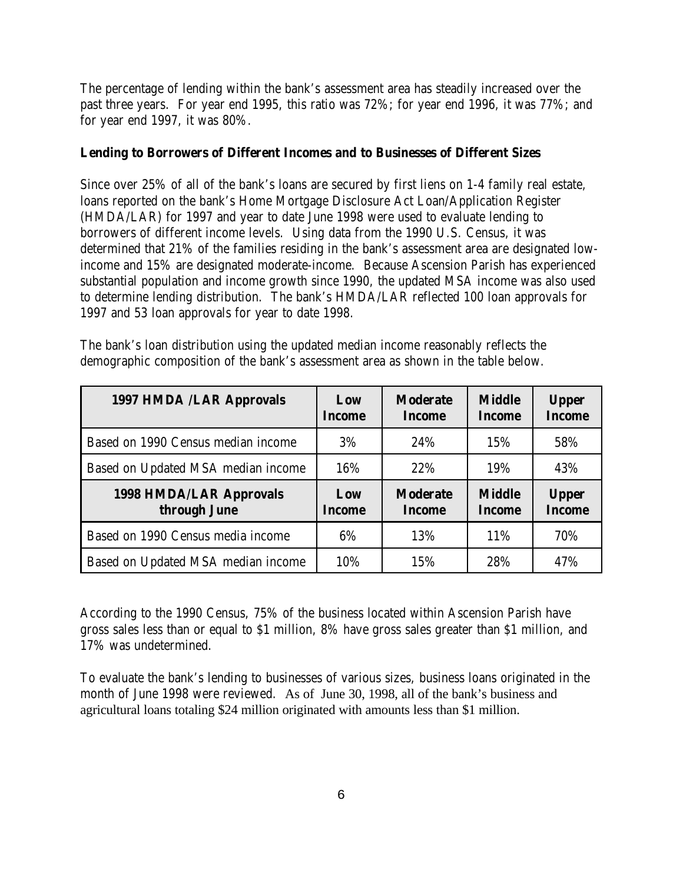The percentage of lending within the bank's assessment area has steadily increased over the past three years. For year end 1995, this ratio was 72%; for year end 1996, it was 77%; and for year end 1997, it was 80%.

**Lending to Borrowers of Different Incomes and to Businesses of Different Sizes**

Since over 25% of all of the bank's loans are secured by first liens on 1-4 family real estate, loans reported on the bank's Home Mortgage Disclosure Act Loan/Application Register (HMDA/LAR) for 1997 and year to date June 1998 were used to evaluate lending to borrowers of different income levels. Using data from the 1990 U.S. Census, it was determined that 21% of the families residing in the bank's assessment area are designated low-income and 15% are designated moderate-income. Because Ascension Parish has experienced substantial population and income growth since 1990, the updated MSA income was also used to determine lending distribution. The bank's HMDA/LAR reflected 100 loan approvals for 1997 and 53 loan approvals for year to date 1998.

The bank's loan distribution using the updated median income reasonably reflects the demographic composition of the bank's assessment area as shown in the table below.

| **1997 HMDA /LAR Approvals** | **Low Income** | **Moderate Income** | **Middle Income** | **Upper Income** |
|---|---|---|---|---|
| Based on 1990 Census median income | 3% | 24% | 15% | 58% |
| Based on Updated MSA median income | 16% | 22% | 19% | 43% |
| **1998 HMDA/LAR Approvals through June** | **Low Income** | **Moderate Income** | **Middle Income** | **Upper Income** |
| Based on 1990 Census media income | 6% | 13% | 11% | 70% |
| Based on Updated MSA median income | 10% | 15% | 28% | 47% |

According to the 1990 Census, 75% of the business located within Ascension Parish have gross sales less than or equal to $1 million, 8% have gross sales greater than $1 million, and 17% was undetermined.

To evaluate the bank's lending to businesses of various sizes, business loans originated in the month of June 1998 were reviewed. As of June 30, 1998, all of the bank's business and agricultural loans totaling $24 million originated with amounts less than $1 million.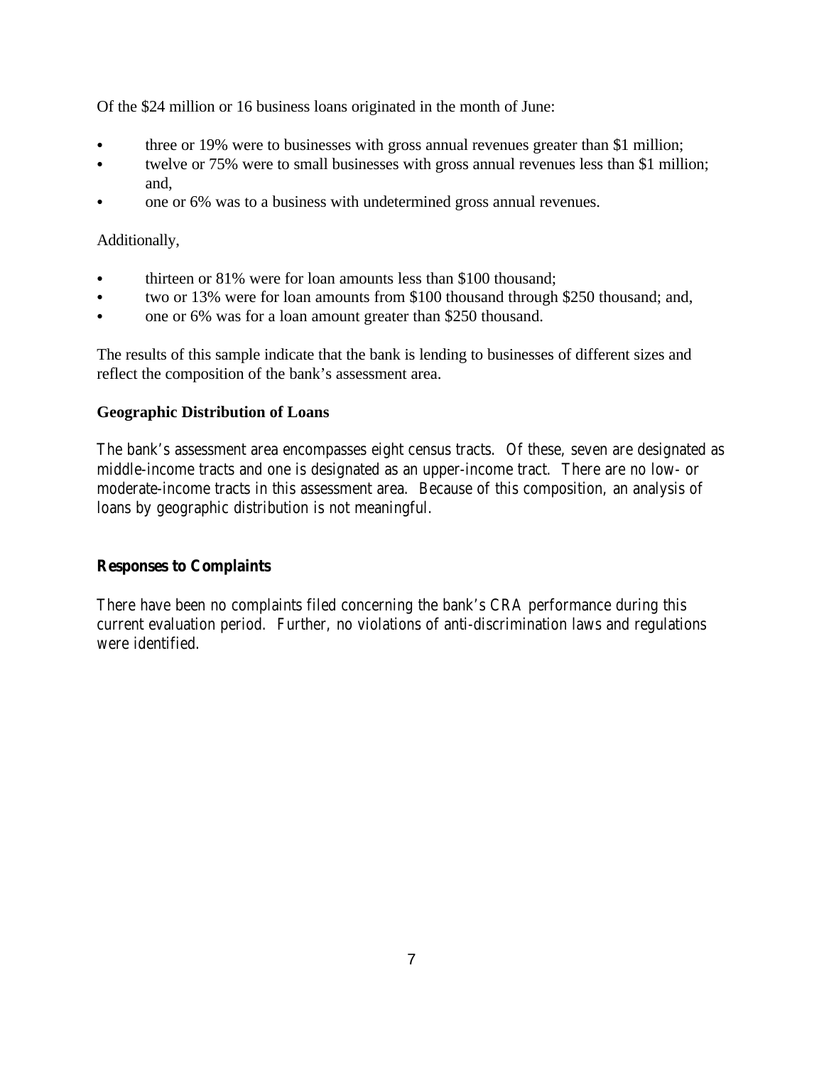Of the $24 million or 16 business loans originated in the month of June:

- three or 19% were to businesses with gross annual revenues greater than $1 million;
- twelve or 75% were to small businesses with gross annual revenues less than $1 million; and,
- one or 6% was to a business with undetermined gross annual revenues.

Additionally,

- thirteen or 81% were for loan amounts less than $100 thousand;
- two or 13% were for loan amounts from $100 thousand through $250 thousand; and,
- one or 6% was for a loan amount greater than $250 thousand.

The results of this sample indicate that the bank is lending to businesses of different sizes and reflect the composition of the bank's assessment area.

### Geographic Distribution of Loans

The bank's assessment area encompasses eight census tracts. Of these, seven are designated as middle-income tracts and one is designated as an upper-income tract. There are no low- or moderate-income tracts in this assessment area. Because of this composition, an analysis of loans by geographic distribution is not meaningful.

### Responses to Complaints

There have been no complaints filed concerning the bank's CRA performance during this current evaluation period. Further, no violations of anti-discrimination laws and regulations were identified.